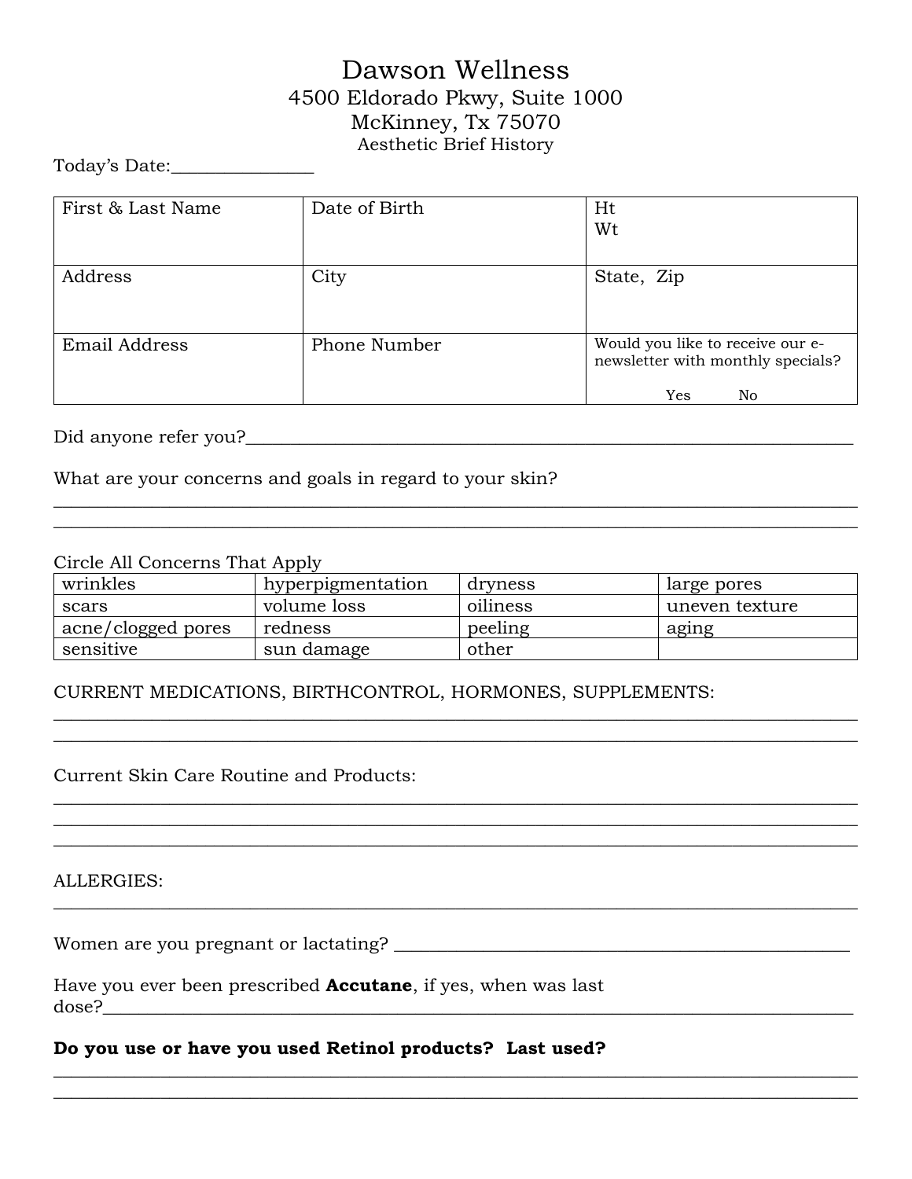# Dawson Wellness

4500 Eldorado Pkwy, Suite 1000
McKinney, Tx 75070
Aesthetic Brief History

Today's Date:_______________

| First & Last Name | Date of Birth | Ht<br>Wt |
|---|---|---|
| Address | City | State, Zip |
| Email Address | Phone Number | Would you like to receive our e-newsletter with monthly specials?<br>Yes No |

Did anyone refer you?___________________________________________________________________

What are your concerns and goals in regard to your skin?
_______________________________________________________________________________________
_______________________________________________________________________________________

Circle All Concerns That Apply

| | | | |
|---|---|---|---|
| wrinkles | hyperpigmentation | dryness | large pores |
| scars | volume loss | oiliness | uneven texture |
| acne/clogged pores | redness | peeling | aging |
| sensitive | sun damage | other | |

CURRENT MEDICATIONS, BIRTHCONTROL, HORMONES, SUPPLEMENTS:
_______________________________________________________________________________________
_______________________________________________________________________________________

Current Skin Care Routine and Products:
_______________________________________________________________________________________
_______________________________________________________________________________________
_______________________________________________________________________________________

ALLERGIES:
_______________________________________________________________________________________

Women are you pregnant or lactating? _______________________________________________

Have you ever been prescribed **Accutane**, if yes, when was last dose?_____________________________________________________________________________

**Do you use or have you used Retinol products? Last used?**
_______________________________________________________________________________________
_______________________________________________________________________________________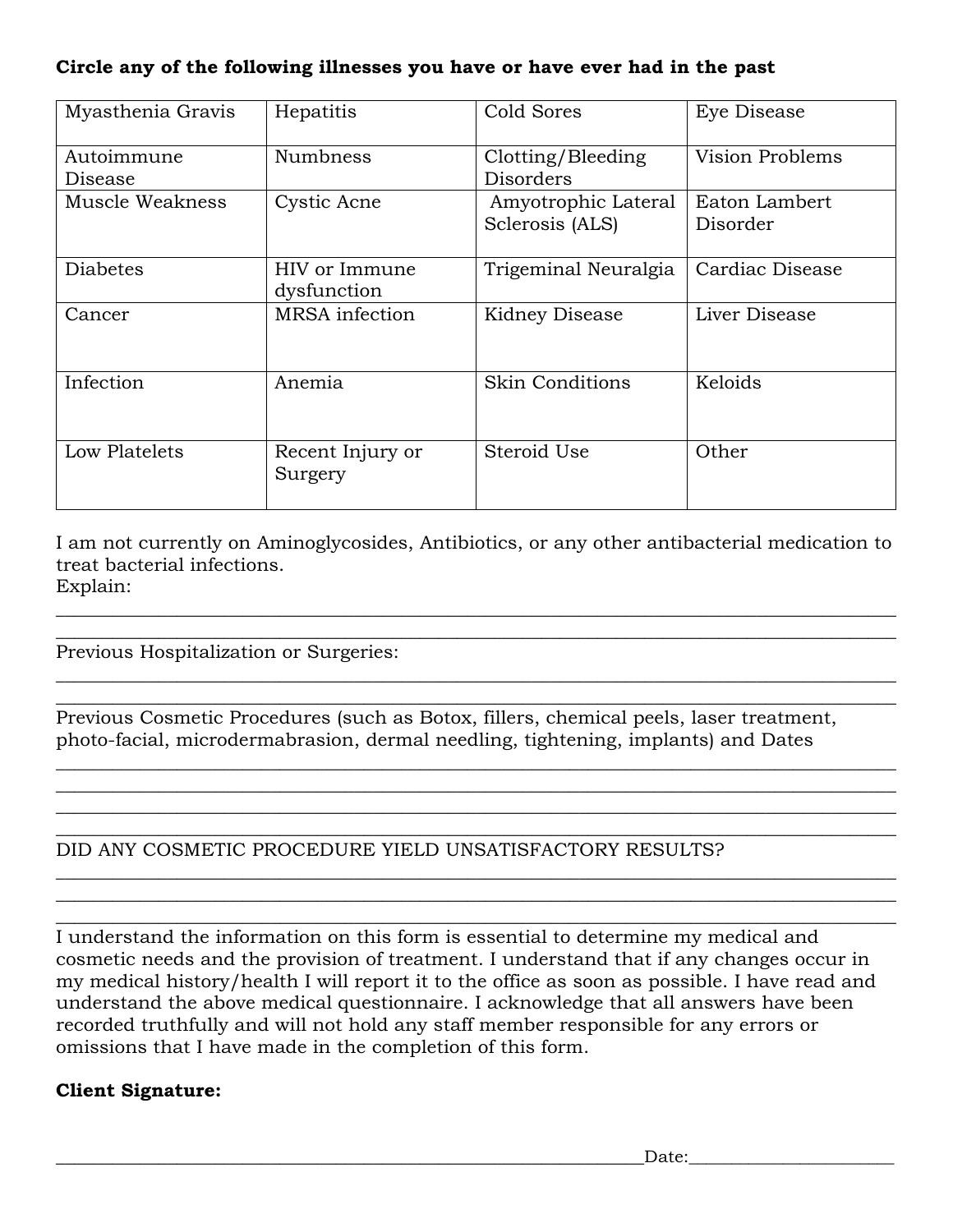**Circle any of the following illnesses you have or have ever had in the past**

| | | | |
|---|---|---|---|
| Myasthenia Gravis | Hepatitis | Cold Sores | Eye Disease |
| Autoimmune Disease | Numbness | Clotting/Bleeding Disorders | Vision Problems |
| Muscle Weakness | Cystic Acne | Amyotrophic Lateral Sclerosis (ALS) | Eaton Lambert Disorder |
| Diabetes | HIV or Immune dysfunction | Trigeminal Neuralgia | Cardiac Disease |
| Cancer | MRSA infection | Kidney Disease | Liver Disease |
| Infection | Anemia | Skin Conditions | Keloids |
| Low Platelets | Recent Injury or Surgery | Steroid Use | Other |

I am not currently on Aminoglycosides, Antibiotics, or any other antibacterial medication to treat bacterial infections.
Explain:
_______________________________________________________________________________
_______________________________________________________________________________

Previous Hospitalization or Surgeries:
_______________________________________________________________________________
_______________________________________________________________________________

Previous Cosmetic Procedures (such as Botox, fillers, chemical peels, laser treatment, photo-facial, microdermabrasion, dermal needling, tightening, implants) and Dates
_______________________________________________________________________________
_______________________________________________________________________________
_______________________________________________________________________________
_______________________________________________________________________________

DID ANY COSMETIC PROCEDURE YIELD UNSATISFACTORY RESULTS?
_______________________________________________________________________________
_______________________________________________________________________________
_______________________________________________________________________________

I understand the information on this form is essential to determine my medical and cosmetic needs and the provision of treatment. I understand that if any changes occur in my medical history/health I will report it to the office as soon as possible. I have read and understand the above medical questionnaire. I acknowledge that all answers have been recorded truthfully and will not hold any staff member responsible for any errors or omissions that I have made in the completion of this form.

**Client Signature:**

_____________________________________________________________Date:____________________